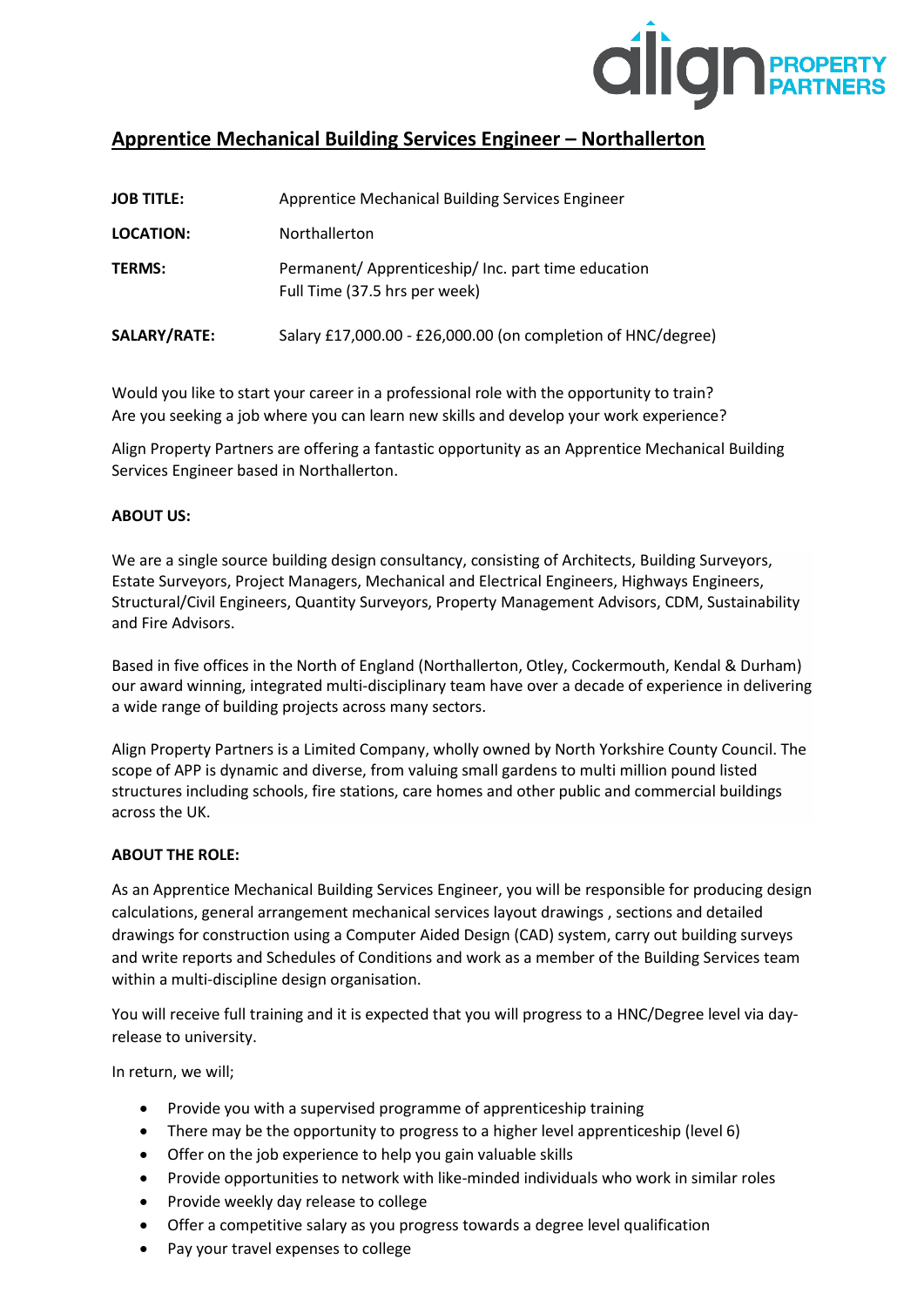# Apprentice Mechanical Building Services Engineer – Northallerton

| | |
|---|---|
| **JOB TITLE:** | Apprentice Mechanical Building Services Engineer |
| **LOCATION:** | Northallerton |
| **TERMS:** | Permanent/ Apprenticeship/ Inc. part time education<br>Full Time (37.5 hrs per week) |
| **SALARY/RATE:** | Salary £17,000.00 - £26,000.00 (on completion of HNC/degree) |

Would you like to start your career in a professional role with the opportunity to train?
Are you seeking a job where you can learn new skills and develop your work experience?

Align Property Partners are offering a fantastic opportunity as an Apprentice Mechanical Building Services Engineer based in Northallerton.

**ABOUT US:**

We are a single source building design consultancy, consisting of Architects, Building Surveyors, Estate Surveyors, Project Managers, Mechanical and Electrical Engineers, Highways Engineers, Structural/Civil Engineers, Quantity Surveyors, Property Management Advisors, CDM, Sustainability and Fire Advisors.

Based in five offices in the North of England (Northallerton, Otley, Cockermouth, Kendal & Durham) our award winning, integrated multi-disciplinary team have over a decade of experience in delivering a wide range of building projects across many sectors.

Align Property Partners is a Limited Company, wholly owned by North Yorkshire County Council. The scope of APP is dynamic and diverse, from valuing small gardens to multi million pound listed structures including schools, fire stations, care homes and other public and commercial buildings across the UK.

**ABOUT THE ROLE:**

As an Apprentice Mechanical Building Services Engineer, you will be responsible for producing design calculations, general arrangement mechanical services layout drawings , sections and detailed drawings for construction using a Computer Aided Design (CAD) system, carry out building surveys and write reports and Schedules of Conditions and work as a member of the Building Services team within a multi-discipline design organisation.

You will receive full training and it is expected that you will progress to a HNC/Degree level via day-release to university.

In return, we will;

- Provide you with a supervised programme of apprenticeship training
- There may be the opportunity to progress to a higher level apprenticeship (level 6)
- Offer on the job experience to help you gain valuable skills
- Provide opportunities to network with like-minded individuals who work in similar roles
- Provide weekly day release to college
- Offer a competitive salary as you progress towards a degree level qualification
- Pay your travel expenses to college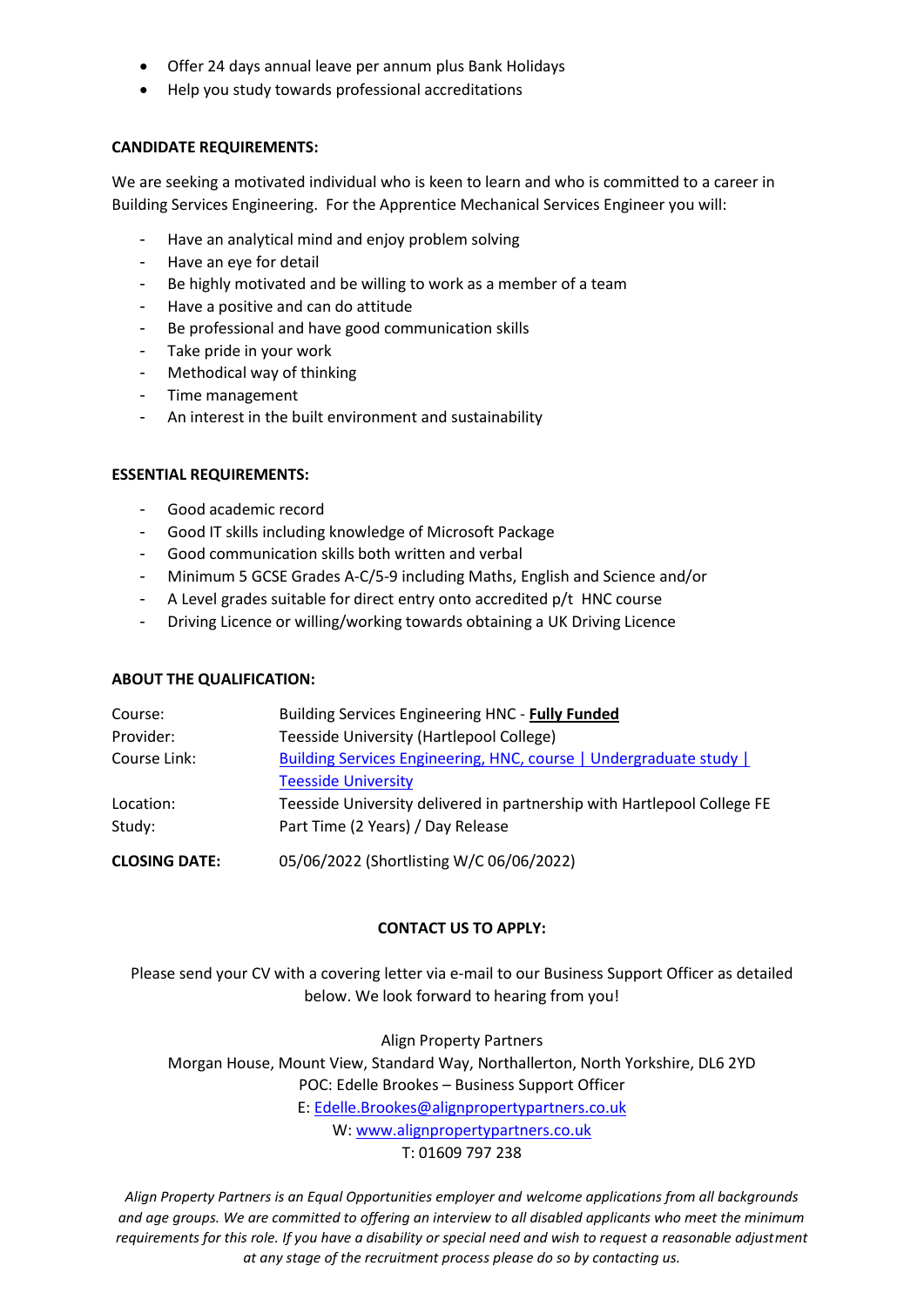- Offer 24 days annual leave per annum plus Bank Holidays
- Help you study towards professional accreditations

**CANDIDATE REQUIREMENTS:**

We are seeking a motivated individual who is keen to learn and who is committed to a career in Building Services Engineering. For the Apprentice Mechanical Services Engineer you will:

- Have an analytical mind and enjoy problem solving
- Have an eye for detail
- Be highly motivated and be willing to work as a member of a team
- Have a positive and can do attitude
- Be professional and have good communication skills
- Take pride in your work
- Methodical way of thinking
- Time management
- An interest in the built environment and sustainability

**ESSENTIAL REQUIREMENTS:**

- Good academic record
- Good IT skills including knowledge of Microsoft Package
- Good communication skills both written and verbal
- Minimum 5 GCSE Grades A-C/5-9 including Maths, English and Science and/or
- A Level grades suitable for direct entry onto accredited p/t HNC course
- Driving Licence or willing/working towards obtaining a UK Driving Licence

**ABOUT THE QUALIFICATION:**

| | |
|---|---|
| Course: | Building Services Engineering HNC - **Fully Funded** |
| Provider: | Teesside University (Hartlepool College) |
| Course Link: | Building Services Engineering, HNC, course \| Undergraduate study \| Teesside University |
| Location: | Teesside University delivered in partnership with Hartlepool College FE |
| Study: | Part Time (2 Years) / Day Release |
| **CLOSING DATE:** | 05/06/2022 (Shortlisting W/C 06/06/2022) |

**CONTACT US TO APPLY:**

Please send your CV with a covering letter via e-mail to our Business Support Officer as detailed below. We look forward to hearing from you!

Align Property Partners
Morgan House, Mount View, Standard Way, Northallerton, North Yorkshire, DL6 2YD
POC: Edelle Brookes – Business Support Officer
E: Edelle.Brookes@alignpropertypartners.co.uk
W: www.alignpropertypartners.co.uk
T: 01609 797 238

*Align Property Partners is an Equal Opportunities employer and welcome applications from all backgrounds and age groups. We are committed to offering an interview to all disabled applicants who meet the minimum requirements for this role. If you have a disability or special need and wish to request a reasonable adjustment at any stage of the recruitment process please do so by contacting us.*